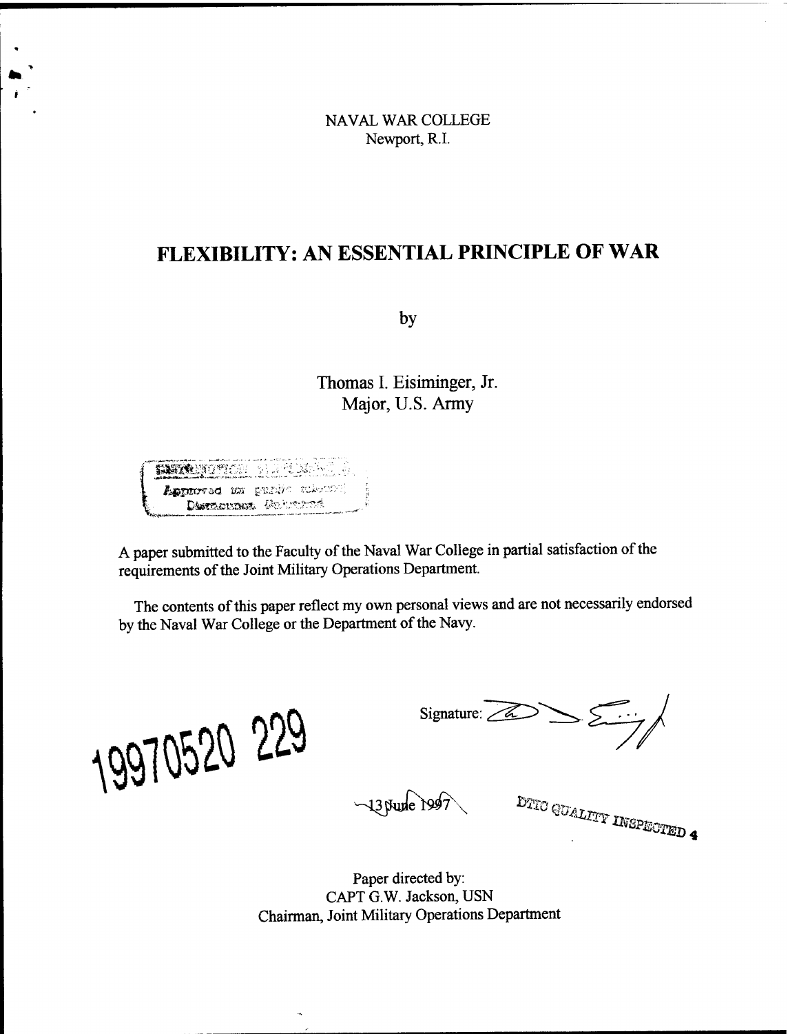NAVAL WAR COLLEGE
Newport, R.I.

# FLEXIBILITY: AN ESSENTIAL PRINCIPLE OF WAR

by

Thomas I. Eisiminger, Jr.
Major, U.S. Army

DISTRIBUTION STATEMENT A
Approved for public release;
Distribution Unlimited

A paper submitted to the Faculty of the Naval War College in partial satisfaction of the requirements of the Joint Military Operations Department.

The contents of this paper reflect my own personal views and are not necessarily endorsed by the Naval War College or the Department of the Navy.

19970520 229

Signature:

13 June 1997

DTIC QUALITY INSPECTED 4

Paper directed by:
CAPT G.W. Jackson, USN
Chairman, Joint Military Operations Department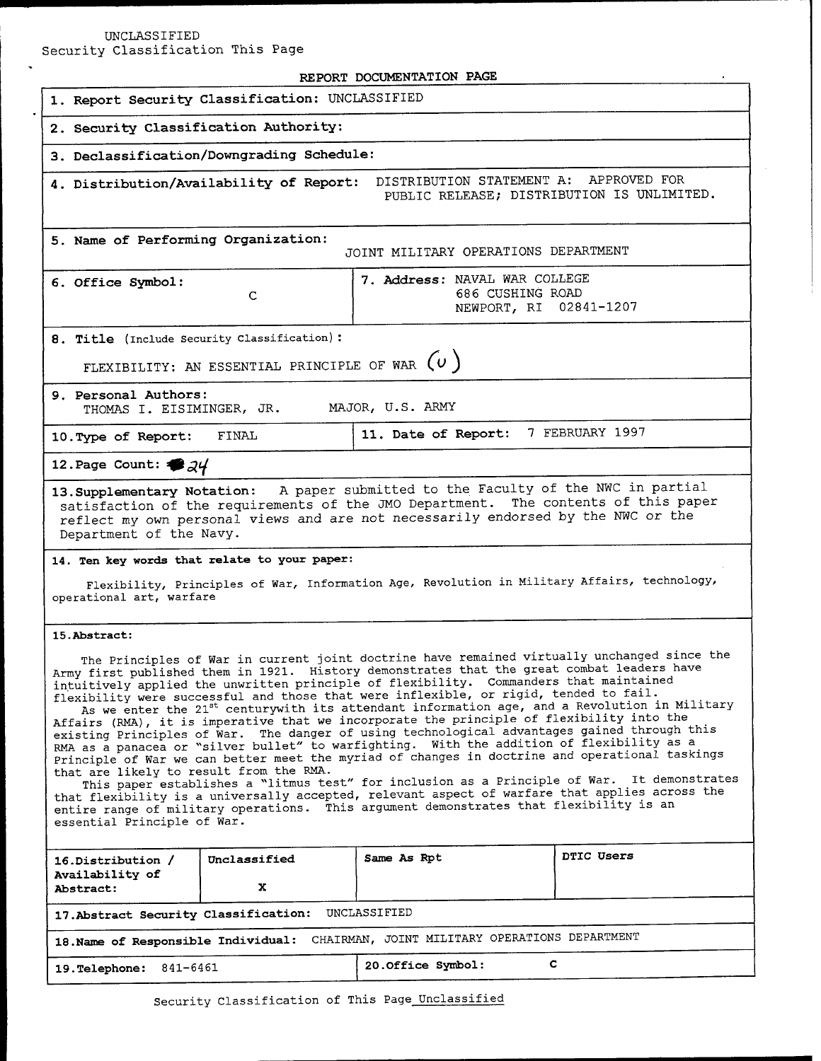UNCLASSIFIED
Security Classification This Page

## REPORT DOCUMENTATION PAGE

| | |
|---|---|
| **1. Report Security Classification:** UNCLASSIFIED | |
| **2. Security Classification Authority:** | |
| **3. Declassification/Downgrading Schedule:** | |
| **4. Distribution/Availability of Report:** DISTRIBUTION STATEMENT A: APPROVED FOR PUBLIC RELEASE; DISTRIBUTION IS UNLIMITED. | |
| **5. Name of Performing Organization:** JOINT MILITARY OPERATIONS DEPARTMENT | |
| **6. Office Symbol:** C | **7. Address:** NAVAL WAR COLLEGE 686 CUSHING ROAD NEWPORT, RI 02841-1207 |
| **8. Title** (Include Security Classification): FLEXIBILITY: AN ESSENTIAL PRINCIPLE OF WAR (U) | |
| **9. Personal Authors:** THOMAS I. EISIMINGER, JR. MAJOR, U.S. ARMY | |
| **10. Type of Report:** FINAL | **11. Date of Report:** 7 FEBRUARY 1997 |
| **12. Page Count:** 24 | |
| **13. Supplementary Notation:** A paper submitted to the Faculty of the NWC in partial satisfaction of the requirements of the JMO Department. The contents of this paper reflect my own personal views and are not necessarily endorsed by the NWC or the Department of the Navy. | |
| **14. Ten key words that relate to your paper:** Flexibility, Principles of War, Information Age, Revolution in Military Affairs, technology, operational art, warfare | |

**15. Abstract:**

The Principles of War in current joint doctrine have remained virtually unchanged since the Army first published them in 1921. History demonstrates that the great combat leaders have intuitively applied the unwritten principle of flexibility. Commanders that maintained flexibility were successful and those that were inflexible, or rigid, tended to fail.

As we enter the 21st centurywith its attendant information age, and a Revolution in Military Affairs (RMA), it is imperative that we incorporate the principle of flexibility into the existing Principles of War. The danger of using technological advantages gained through this RMA as a panacea or "silver bullet" to warfighting. With the addition of flexibility as a Principle of War we can better meet the myriad of changes in doctrine and operational taskings that are likely to result from the RMA.

This paper establishes a "litmus test" for inclusion as a Principle of War. It demonstrates that flexibility is a universally accepted, relevant aspect of warfare that applies across the entire range of military operations. This argument demonstrates that flexibility is an essential Principle of War.

| 16. Distribution / Availability of Abstract: | Unclassified | Same As Rpt | DTIC Users |
|---|---|---|---|
| | X | | |

| | |
|---|---|
| **17. Abstract Security Classification:** UNCLASSIFIED | |
| **18. Name of Responsible Individual:** CHAIRMAN, JOINT MILITARY OPERATIONS DEPARTMENT | |
| **19. Telephone:** 841-6461 | **20. Office Symbol:** C |

Security Classification of This Page Unclassified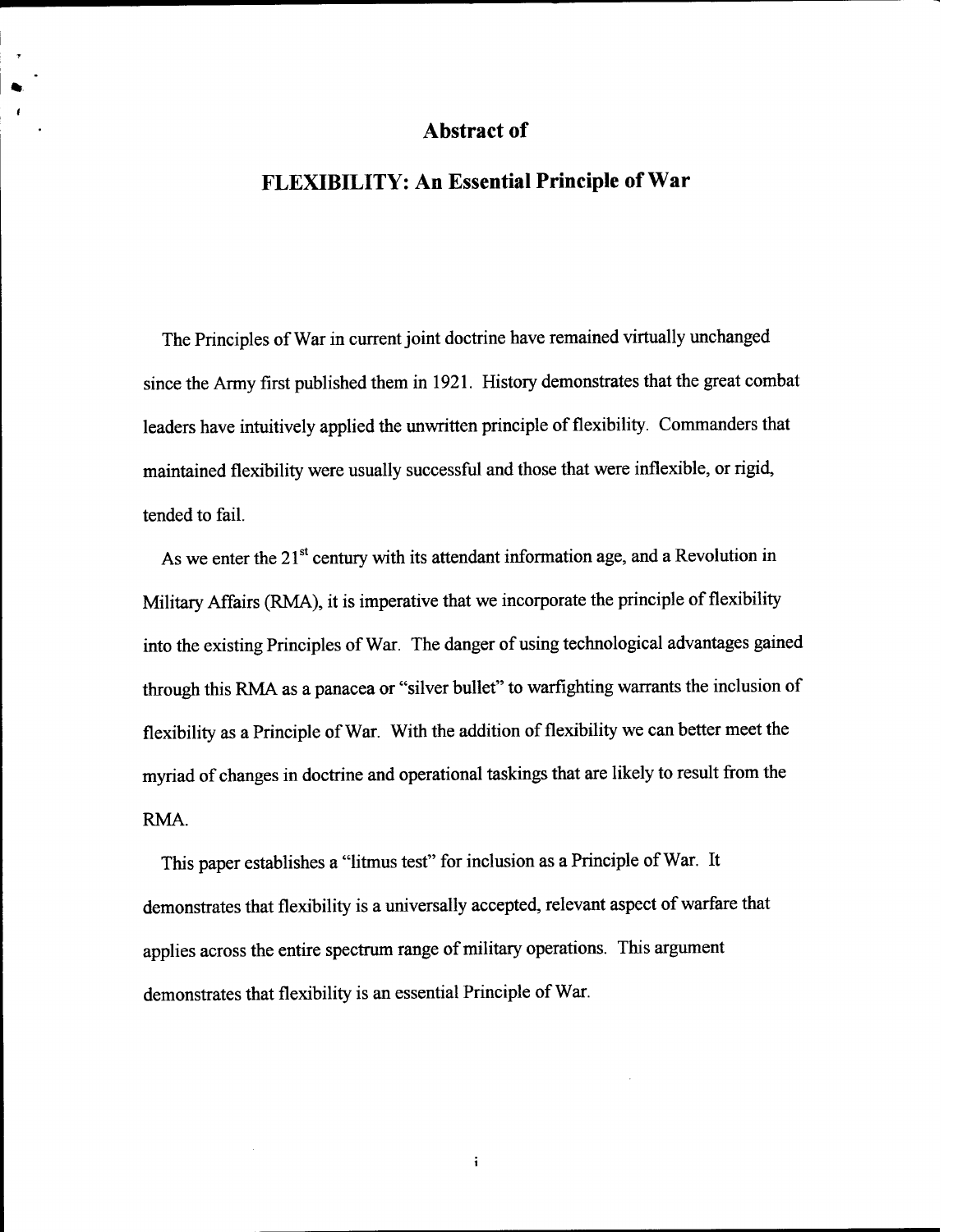## Abstract of

## FLEXIBILITY: An Essential Principle of War

The Principles of War in current joint doctrine have remained virtually unchanged since the Army first published them in 1921. History demonstrates that the great combat leaders have intuitively applied the unwritten principle of flexibility. Commanders that maintained flexibility were usually successful and those that were inflexible, or rigid, tended to fail.

As we enter the 21st century with its attendant information age, and a Revolution in Military Affairs (RMA), it is imperative that we incorporate the principle of flexibility into the existing Principles of War. The danger of using technological advantages gained through this RMA as a panacea or "silver bullet" to warfighting warrants the inclusion of flexibility as a Principle of War. With the addition of flexibility we can better meet the myriad of changes in doctrine and operational taskings that are likely to result from the RMA.

This paper establishes a "litmus test" for inclusion as a Principle of War. It demonstrates that flexibility is a universally accepted, relevant aspect of warfare that applies across the entire spectrum range of military operations. This argument demonstrates that flexibility is an essential Principle of War.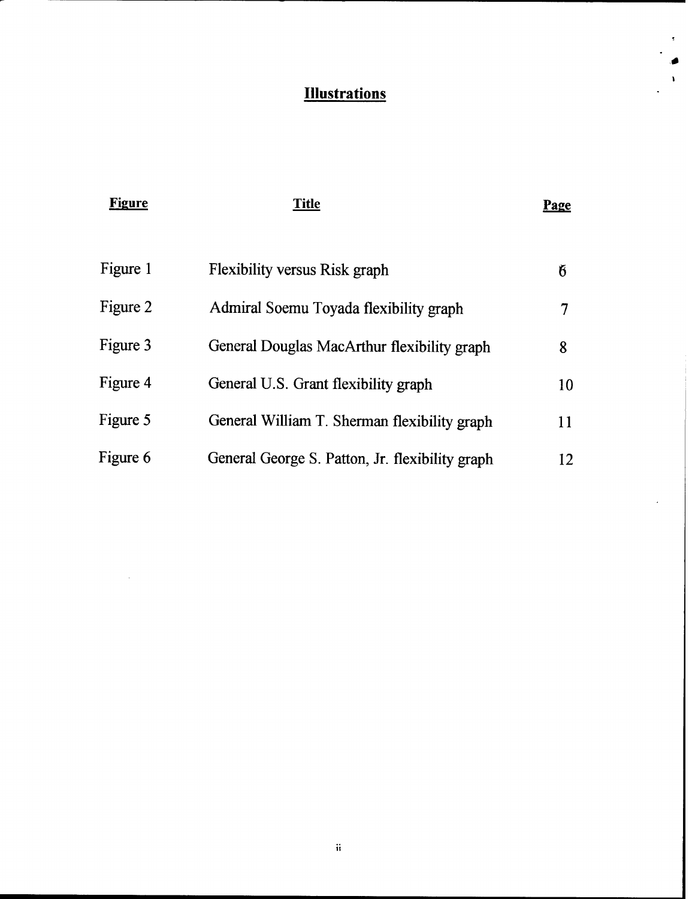# Illustrations

| Figure | Title | Page |
|---|---|---|
| Figure 1 | Flexibility versus Risk graph | 6 |
| Figure 2 | Admiral Soemu Toyada flexibility graph | 7 |
| Figure 3 | General Douglas MacArthur flexibility graph | 8 |
| Figure 4 | General U.S. Grant flexibility graph | 10 |
| Figure 5 | General William T. Sherman flexibility graph | 11 |
| Figure 6 | General George S. Patton, Jr. flexibility graph | 12 |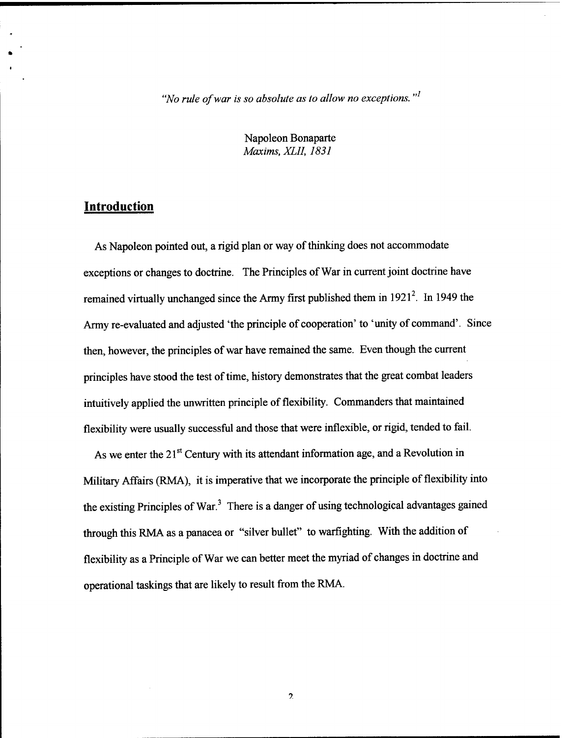*"No rule of war is so absolute as to allow no exceptions."*[1]

Napoleon Bonaparte
*Maxims, XLII, 1831*

## Introduction

As Napoleon pointed out, a rigid plan or way of thinking does not accommodate exceptions or changes to doctrine. The Principles of War in current joint doctrine have remained virtually unchanged since the Army first published them in 1921[2]. In 1949 the Army re-evaluated and adjusted 'the principle of cooperation' to 'unity of command'. Since then, however, the principles of war have remained the same. Even though the current principles have stood the test of time, history demonstrates that the great combat leaders intuitively applied the unwritten principle of flexibility. Commanders that maintained flexibility were usually successful and those that were inflexible, or rigid, tended to fail.

As we enter the 21st Century with its attendant information age, and a Revolution in Military Affairs (RMA), it is imperative that we incorporate the principle of flexibility into the existing Principles of War.[3] There is a danger of using technological advantages gained through this RMA as a panacea or "silver bullet" to warfighting. With the addition of flexibility as a Principle of War we can better meet the myriad of changes in doctrine and operational taskings that are likely to result from the RMA.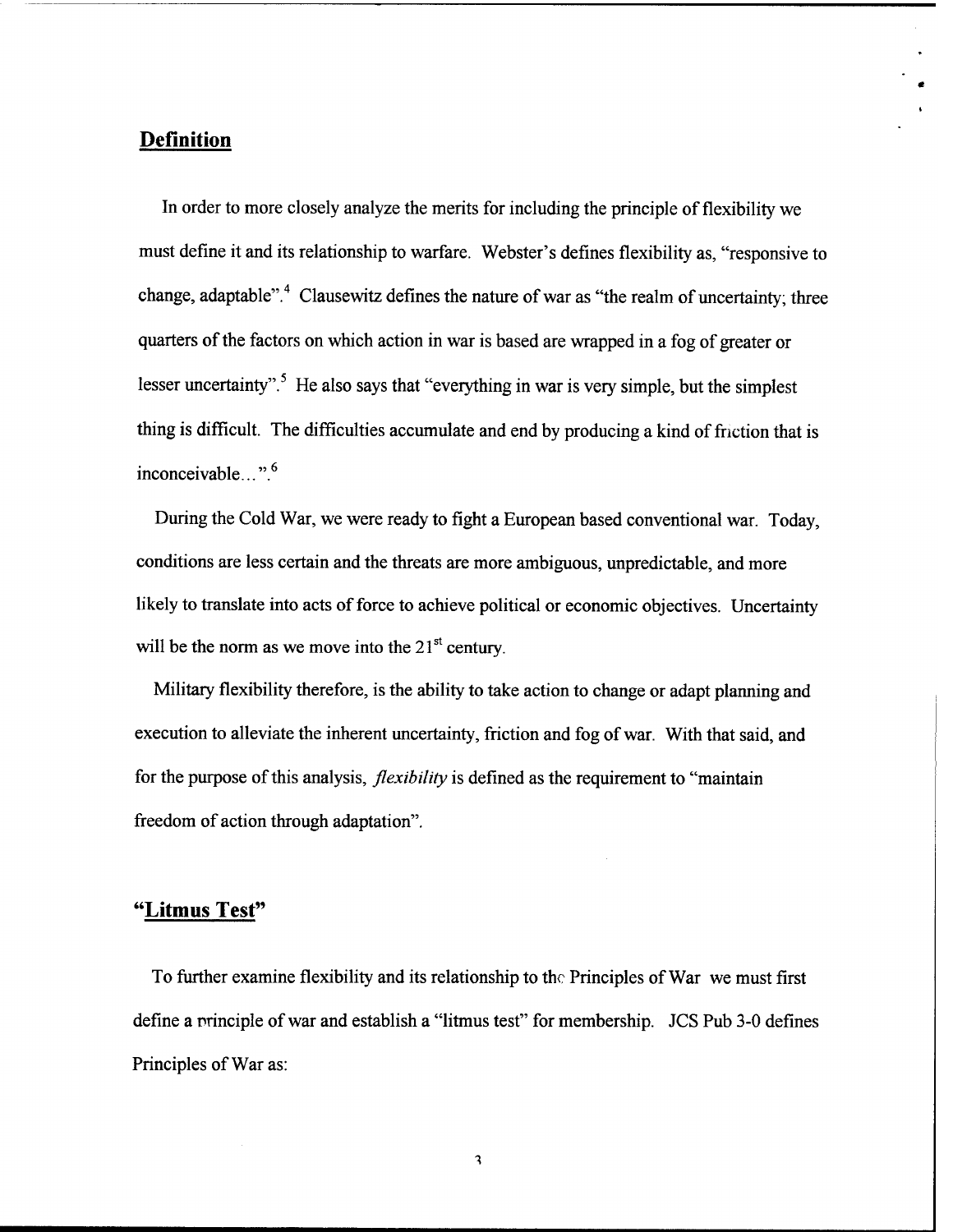## Definition

In order to more closely analyze the merits for including the principle of flexibility we must define it and its relationship to warfare. Webster's defines flexibility as, "responsive to change, adaptable".[4] Clausewitz defines the nature of war as "the realm of uncertainty; three quarters of the factors on which action in war is based are wrapped in a fog of greater or lesser uncertainty".[5] He also says that "everything in war is very simple, but the simplest thing is difficult. The difficulties accumulate and end by producing a kind of friction that is inconceivable…".[6]

During the Cold War, we were ready to fight a European based conventional war. Today, conditions are less certain and the threats are more ambiguous, unpredictable, and more likely to translate into acts of force to achieve political or economic objectives. Uncertainty will be the norm as we move into the 21st century.

Military flexibility therefore, is the ability to take action to change or adapt planning and execution to alleviate the inherent uncertainty, friction and fog of war. With that said, and for the purpose of this analysis, *flexibility* is defined as the requirement to "maintain freedom of action through adaptation".

## "Litmus Test"

To further examine flexibility and its relationship to the Principles of War we must first define a principle of war and establish a "litmus test" for membership. JCS Pub 3-0 defines Principles of War as: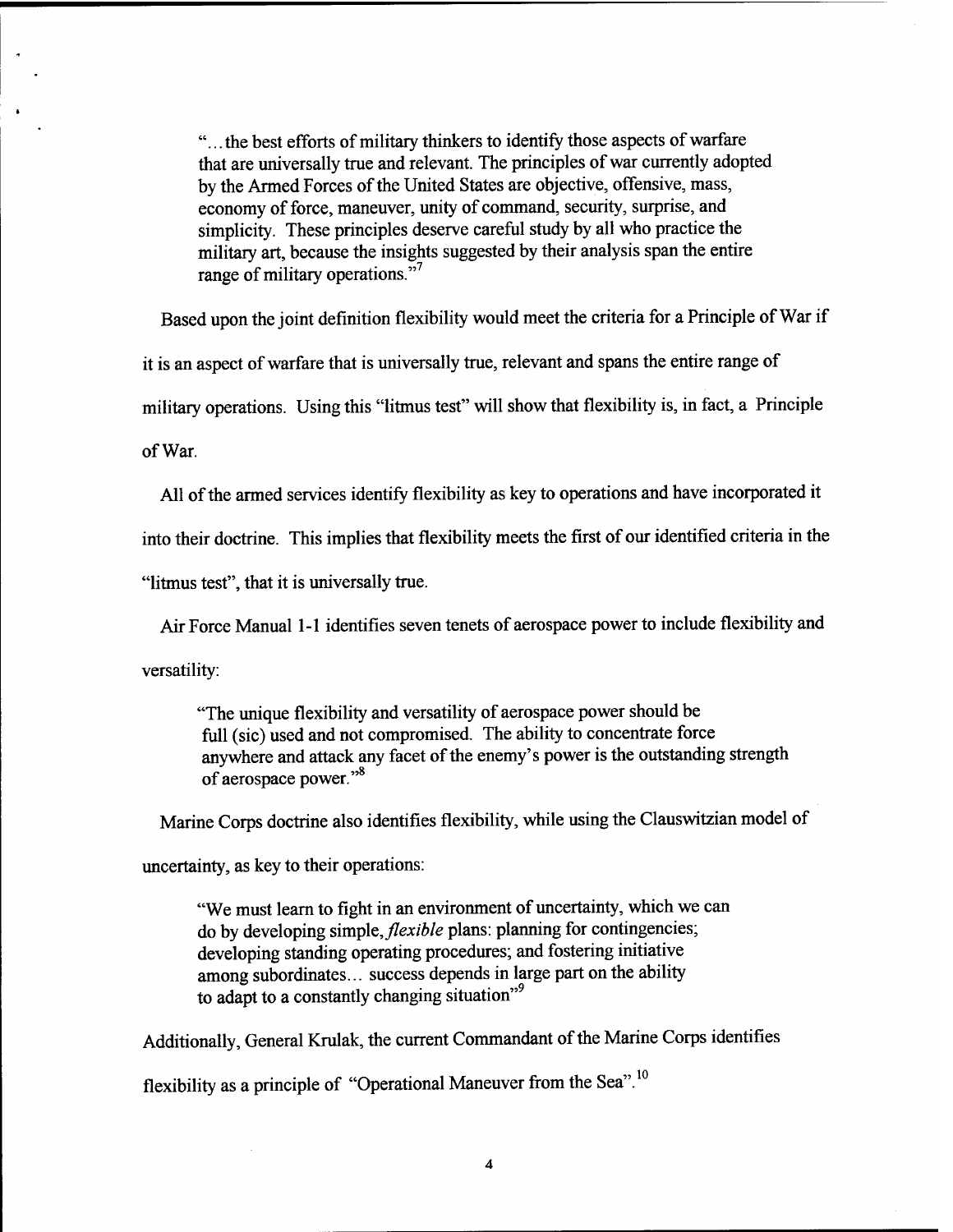> "…the best efforts of military thinkers to identify those aspects of warfare that are universally true and relevant. The principles of war currently adopted by the Armed Forces of the United States are objective, offensive, mass, economy of force, maneuver, unity of command, security, surprise, and simplicity. These principles deserve careful study by all who practice the military art, because the insights suggested by their analysis span the entire range of military operations."[7]

Based upon the joint definition flexibility would meet the criteria for a Principle of War if it is an aspect of warfare that is universally true, relevant and spans the entire range of military operations. Using this "litmus test" will show that flexibility is, in fact, a Principle of War.

All of the armed services identify flexibility as key to operations and have incorporated it into their doctrine. This implies that flexibility meets the first of our identified criteria in the "litmus test", that it is universally true.

Air Force Manual 1-1 identifies seven tenets of aerospace power to include flexibility and versatility:

> "The unique flexibility and versatility of aerospace power should be full (sic) used and not compromised. The ability to concentrate force anywhere and attack any facet of the enemy's power is the outstanding strength of aerospace power."[8]

Marine Corps doctrine also identifies flexibility, while using the Clauswitzian model of uncertainty, as key to their operations:

> "We must learn to fight in an environment of uncertainty, which we can do by developing simple, *flexible* plans: planning for contingencies; developing standing operating procedures; and fostering initiative among subordinates… success depends in large part on the ability to adapt to a constantly changing situation"[9]

Additionally, General Krulak, the current Commandant of the Marine Corps identifies flexibility as a principle of "Operational Maneuver from the Sea".[10]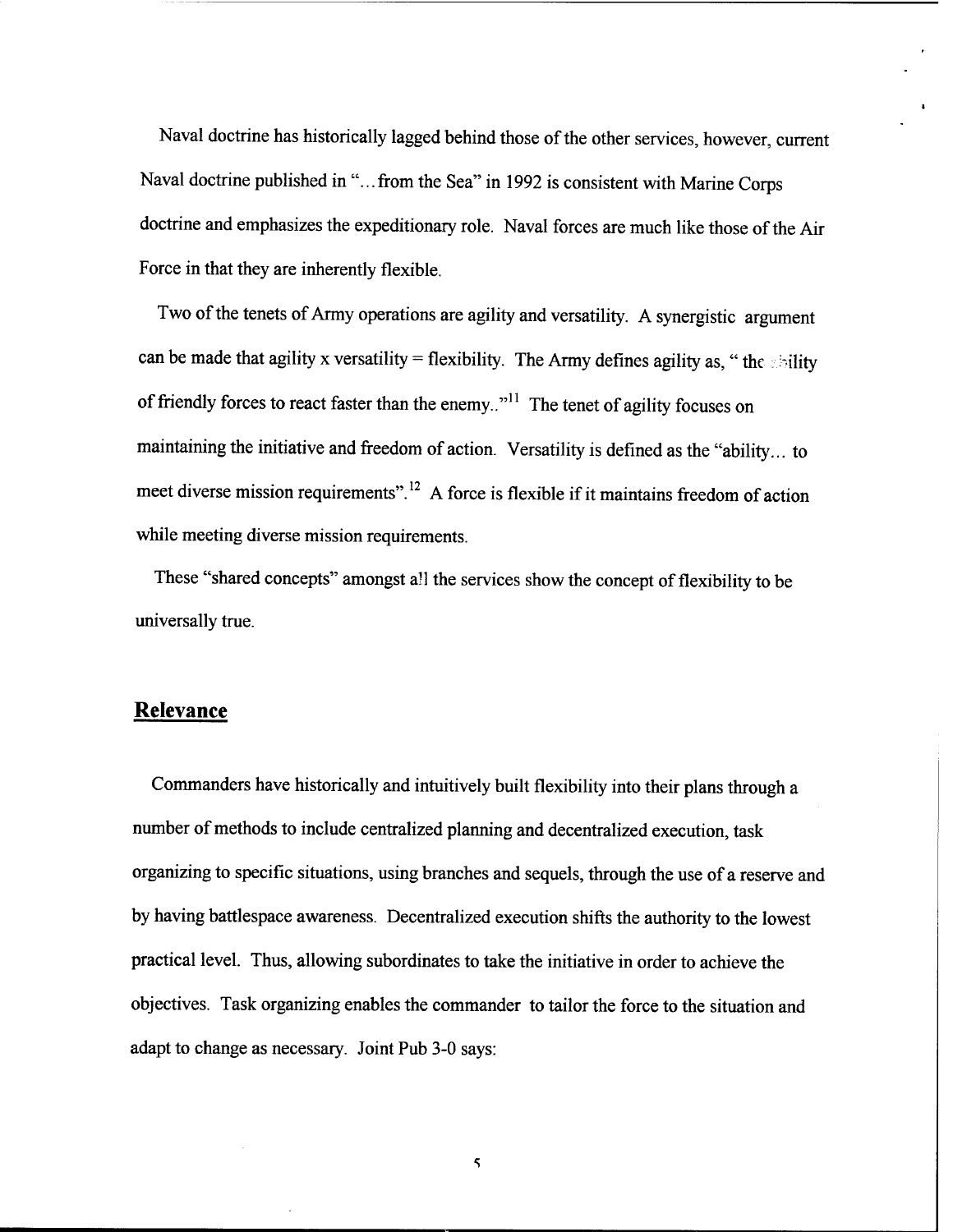Naval doctrine has historically lagged behind those of the other services, however, current Naval doctrine published in "...from the Sea" in 1992 is consistent with Marine Corps doctrine and emphasizes the expeditionary role. Naval forces are much like those of the Air Force in that they are inherently flexible.

Two of the tenets of Army operations are agility and versatility. A synergistic argument can be made that agility x versatility = flexibility. The Army defines agility as, " the ability of friendly forces to react faster than the enemy.."[11] The tenet of agility focuses on maintaining the initiative and freedom of action. Versatility is defined as the "ability... to meet diverse mission requirements".[12] A force is flexible if it maintains freedom of action while meeting diverse mission requirements.

These "shared concepts" amongst all the services show the concept of flexibility to be universally true.

## **Relevance**

Commanders have historically and intuitively built flexibility into their plans through a number of methods to include centralized planning and decentralized execution, task organizing to specific situations, using branches and sequels, through the use of a reserve and by having battlespace awareness. Decentralized execution shifts the authority to the lowest practical level. Thus, allowing subordinates to take the initiative in order to achieve the objectives. Task organizing enables the commander to tailor the force to the situation and adapt to change as necessary. Joint Pub 3-0 says: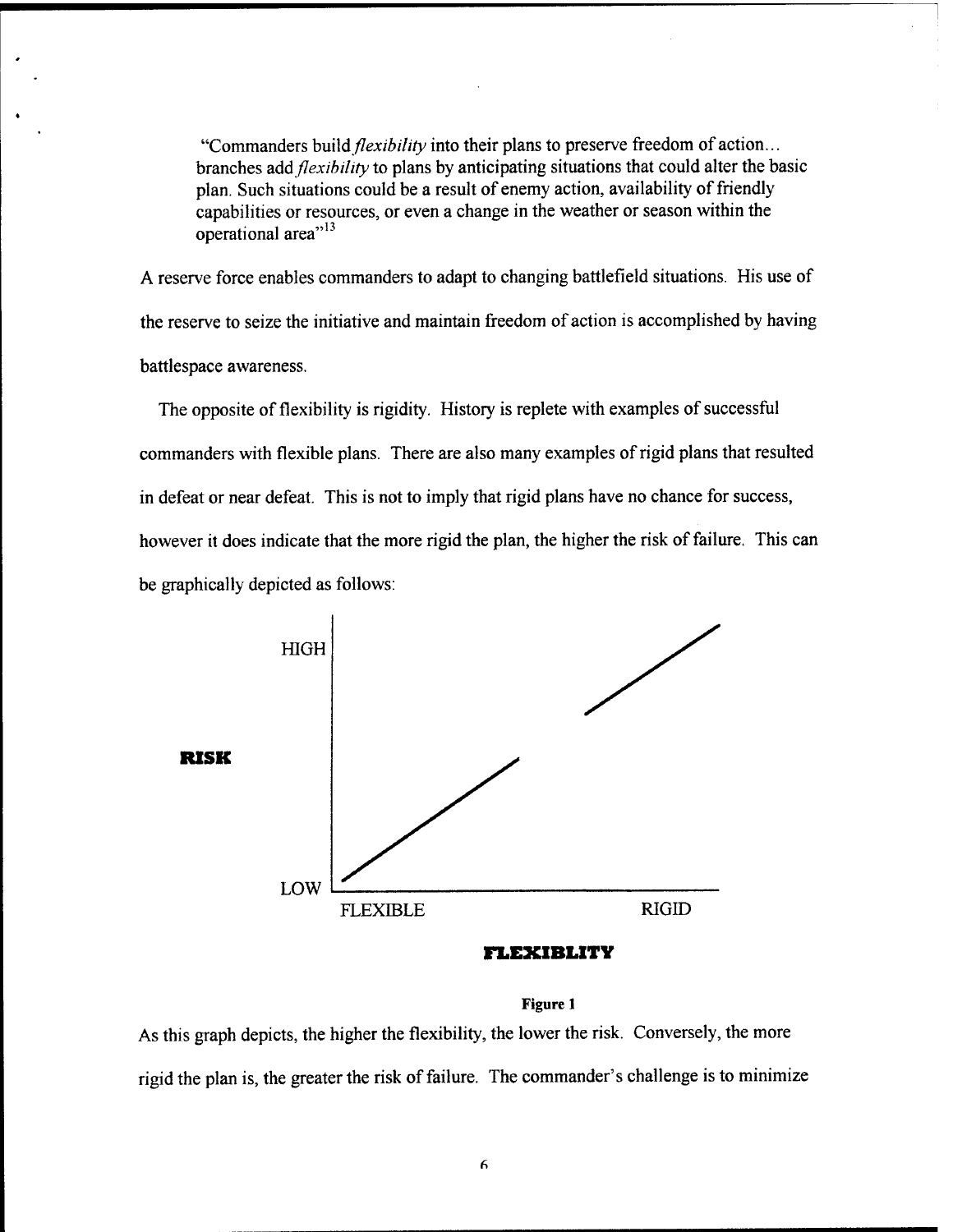> "Commanders build *flexibility* into their plans to preserve freedom of action… branches add *flexibility* to plans by anticipating situations that could alter the basic plan. Such situations could be a result of enemy action, availability of friendly capabilities or resources, or even a change in the weather or season within the operational area"[13]

A reserve force enables commanders to adapt to changing battlefield situations. His use of the reserve to seize the initiative and maintain freedom of action is accomplished by having battlespace awareness.

The opposite of flexibility is rigidity. History is replete with examples of successful commanders with flexible plans. There are also many examples of rigid plans that resulted in defeat or near defeat. This is not to imply that rigid plans have no chance for success, however it does indicate that the more rigid the plan, the higher the risk of failure. This can be graphically depicted as follows:

HIGH

**RISK**

LOW

FLEXIBLE RIGID

**FLEXIBLITY**

**Figure 1**

As this graph depicts, the higher the flexibility, the lower the risk. Conversely, the more rigid the plan is, the greater the risk of failure. The commander's challenge is to minimize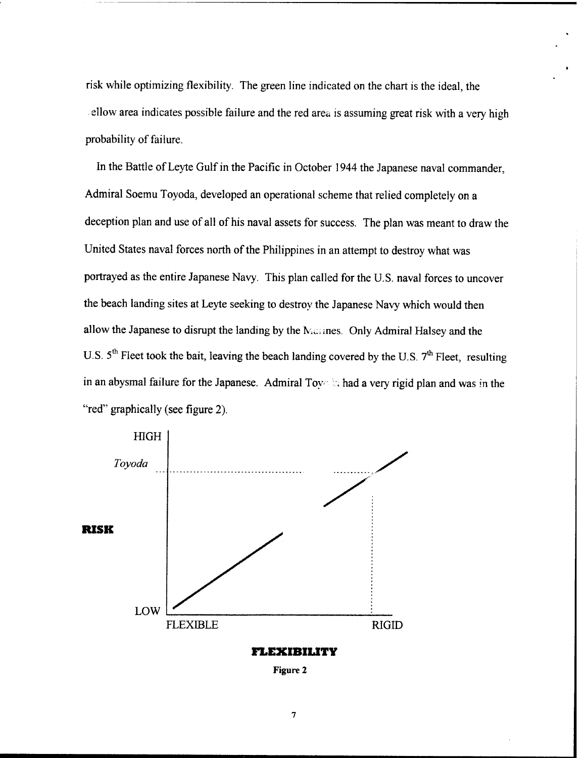risk while optimizing flexibility. The green line indicated on the chart is the ideal, the yellow area indicates possible failure and the red area is assuming great risk with a very high probability of failure.

In the Battle of Leyte Gulf in the Pacific in October 1944 the Japanese naval commander, Admiral Soemu Toyoda, developed an operational scheme that relied completely on a deception plan and use of all of his naval assets for success. The plan was meant to draw the United States naval forces north of the Philippines in an attempt to destroy what was portrayed as the entire Japanese Navy. This plan called for the U.S. naval forces to uncover the beach landing sites at Leyte seeking to destroy the Japanese Navy which would then allow the Japanese to disrupt the landing by the Marines. Only Admiral Halsey and the U.S. 5th Fleet took the bait, leaving the beach landing covered by the U.S. 7th Fleet, resulting in an abysmal failure for the Japanese. Admiral Toyoda had a very rigid plan and was in the "red" graphically (see figure 2).

HIGH

*Toyoda*

**RISK**

LOW

FLEXIBLE RIGID

**FLEXIBILITY**

**Figure 2**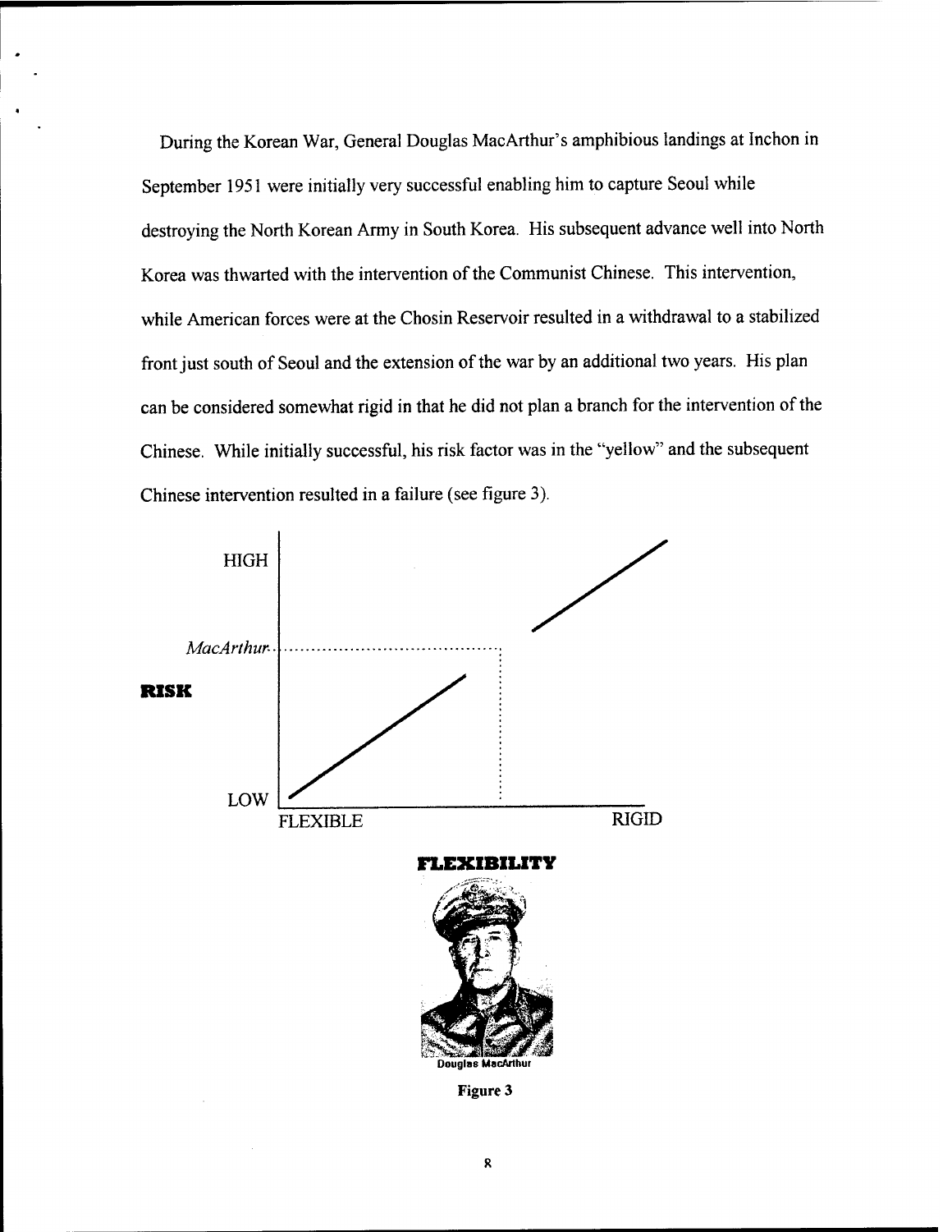During the Korean War, General Douglas MacArthur's amphibious landings at Inchon in September 1951 were initially very successful enabling him to capture Seoul while destroying the North Korean Army in South Korea. His subsequent advance well into North Korea was thwarted with the intervention of the Communist Chinese. This intervention, while American forces were at the Chosin Reservoir resulted in a withdrawal to a stabilized front just south of Seoul and the extension of the war by an additional two years. His plan can be considered somewhat rigid in that he did not plan a branch for the intervention of the Chinese. While initially successful, his risk factor was in the "yellow" and the subsequent Chinese intervention resulted in a failure (see figure 3).

HIGH

*MacArthur*

**RISK**

LOW

FLEXIBLE RIGID

**FLEXIBILITY**

Douglas MacArthur

**Figure 3**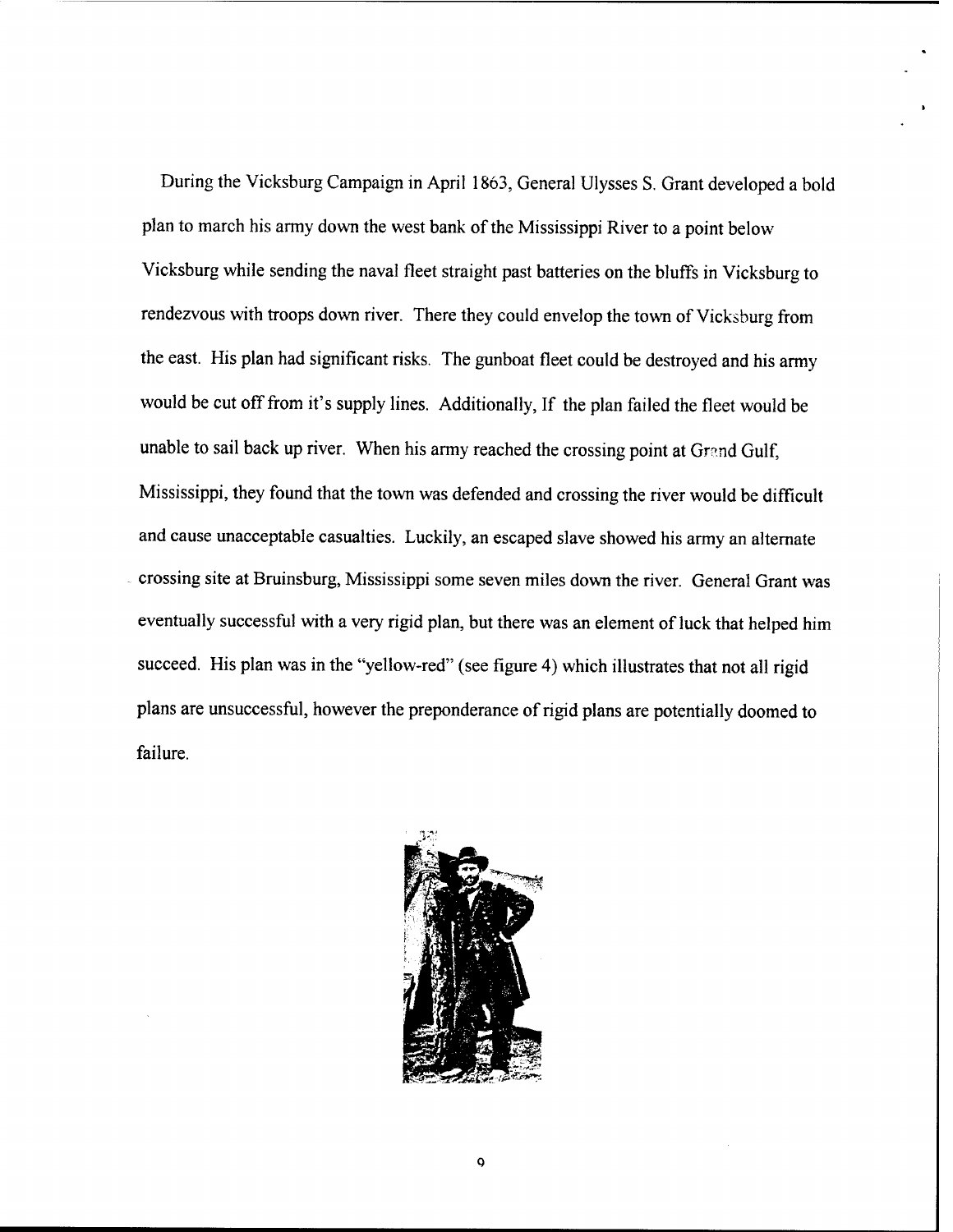During the Vicksburg Campaign in April 1863, General Ulysses S. Grant developed a bold plan to march his army down the west bank of the Mississippi River to a point below Vicksburg while sending the naval fleet straight past batteries on the bluffs in Vicksburg to rendezvous with troops down river. There they could envelop the town of Vicksburg from the east. His plan had significant risks. The gunboat fleet could be destroyed and his army would be cut off from it's supply lines. Additionally, If the plan failed the fleet would be unable to sail back up river. When his army reached the crossing point at Grand Gulf, Mississippi, they found that the town was defended and crossing the river would be difficult and cause unacceptable casualties. Luckily, an escaped slave showed his army an alternate crossing site at Bruinsburg, Mississippi some seven miles down the river. General Grant was eventually successful with a very rigid plan, but there was an element of luck that helped him succeed. His plan was in the "yellow-red" (see figure 4) which illustrates that not all rigid plans are unsuccessful, however the preponderance of rigid plans are potentially doomed to failure.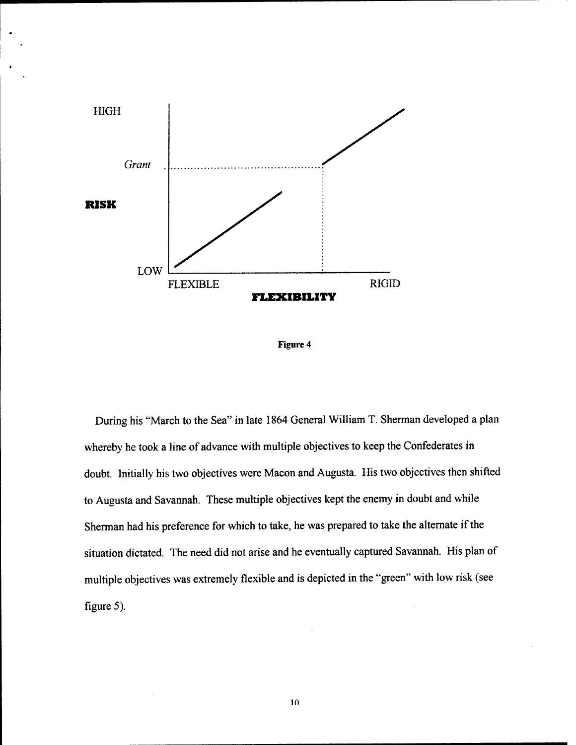HIGH

*Grant*

**RISK**

LOW

FLEXIBLE  RIGID

**FLEXIBILITY**

**Figure 4**

During his "March to the Sea" in late 1864 General William T. Sherman developed a plan whereby he took a line of advance with multiple objectives to keep the Confederates in doubt. Initially his two objectives were Macon and Augusta. His two objectives then shifted to Augusta and Savannah. These multiple objectives kept the enemy in doubt and while Sherman had his preference for which to take, he was prepared to take the alternate if the situation dictated. The need did not arise and he eventually captured Savannah. His plan of multiple objectives was extremely flexible and is depicted in the "green" with low risk (see figure 5).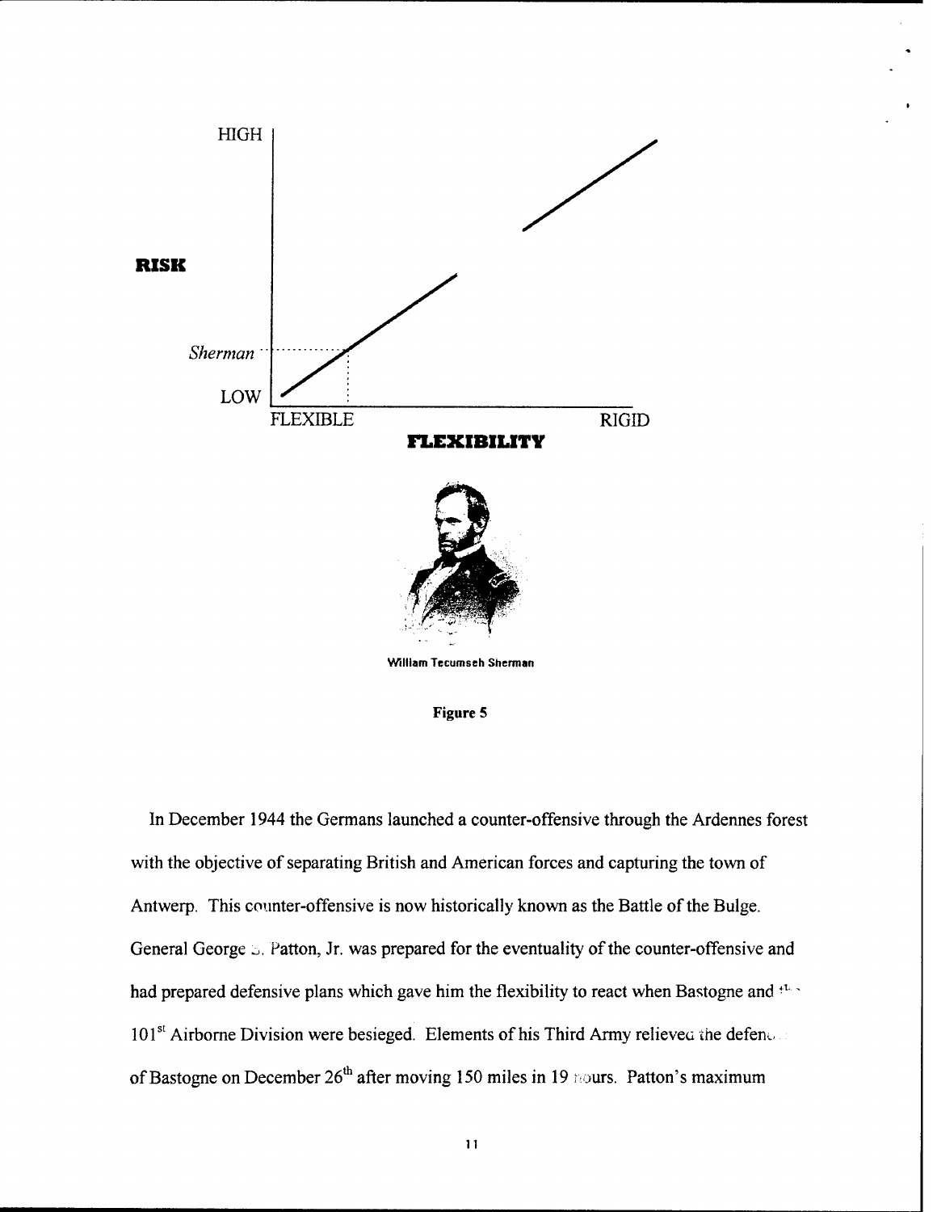**Figure 5**

In December 1944 the Germans launched a counter-offensive through the Ardennes forest with the objective of separating British and American forces and capturing the town of Antwerp. This counter-offensive is now historically known as the Battle of the Bulge. General George S. Patton, Jr. was prepared for the eventuality of the counter-offensive and had prepared defensive plans which gave him the flexibility to react when Bastogne and the 101st Airborne Division were besieged. Elements of his Third Army relieved the defenders of Bastogne on December 26th after moving 150 miles in 19 hours. Patton's maximum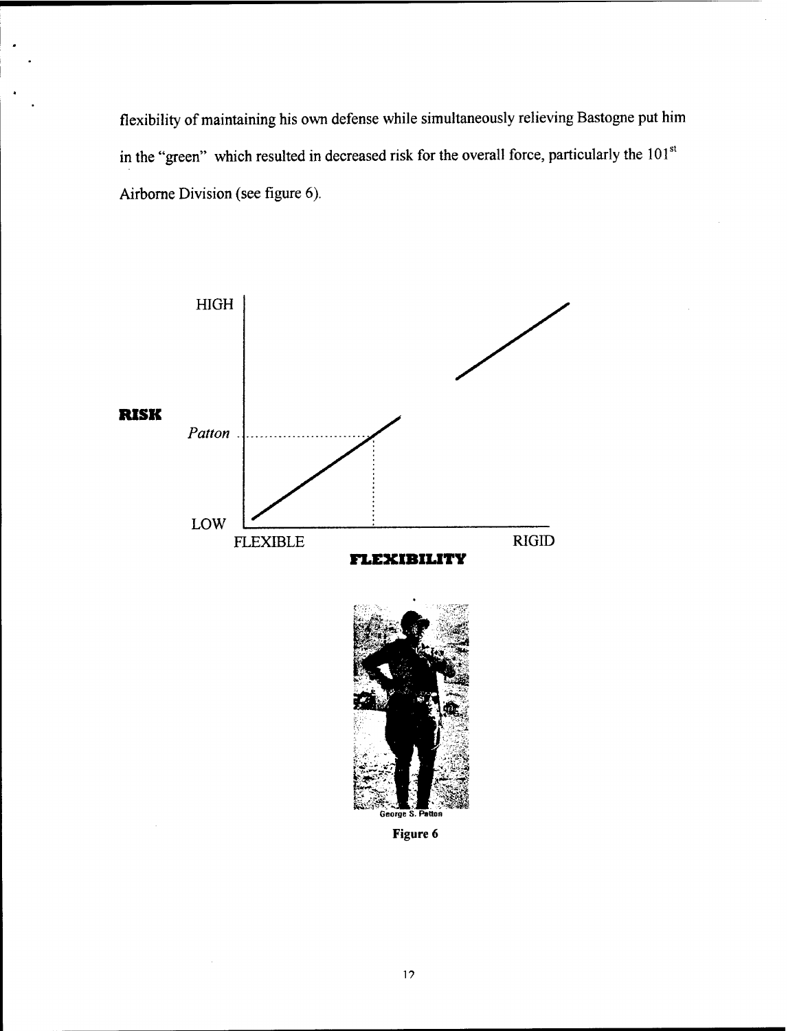flexibility of maintaining his own defense while simultaneously relieving Bastogne put him in the "green" which resulted in decreased risk for the overall force, particularly the 101[st] Airborne Division (see figure 6).

**RISK**

HIGH

*Patton*

LOW

FLEXIBLE RIGID

**FLEXIBILITY**

George S. Patton

**Figure 6**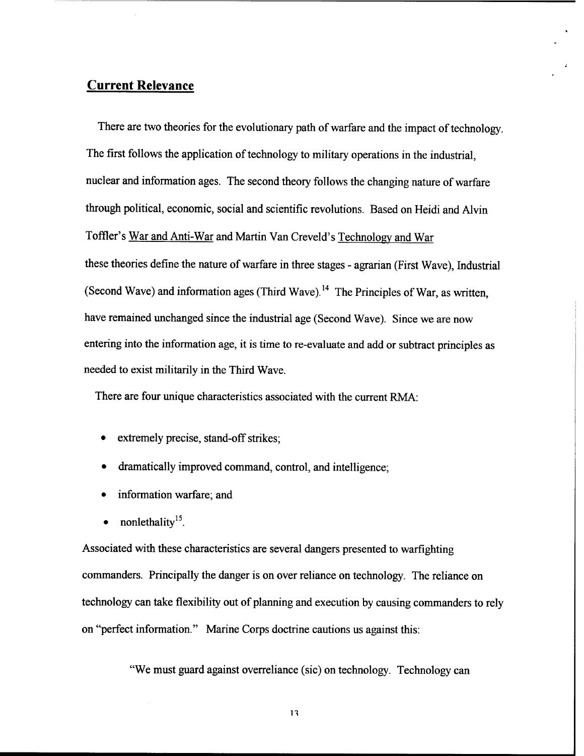## Current Relevance

There are two theories for the evolutionary path of warfare and the impact of technology. The first follows the application of technology to military operations in the industrial, nuclear and information ages. The second theory follows the changing nature of warfare through political, economic, social and scientific revolutions. Based on Heidi and Alvin Toffler's War and Anti-War and Martin Van Creveld's Technology and War these theories define the nature of warfare in three stages - agrarian (First Wave), Industrial (Second Wave) and information ages (Third Wave).[14] The Principles of War, as written, have remained unchanged since the industrial age (Second Wave). Since we are now entering into the information age, it is time to re-evaluate and add or subtract principles as needed to exist militarily in the Third Wave.

There are four unique characteristics associated with the current RMA:

- extremely precise, stand-off strikes;
- dramatically improved command, control, and intelligence;
- information warfare; and
- nonlethality[15].

Associated with these characteristics are several dangers presented to warfighting commanders. Principally the danger is on over reliance on technology. The reliance on technology can take flexibility out of planning and execution by causing commanders to rely on "perfect information." Marine Corps doctrine cautions us against this:

"We must guard against overreliance (sic) on technology. Technology can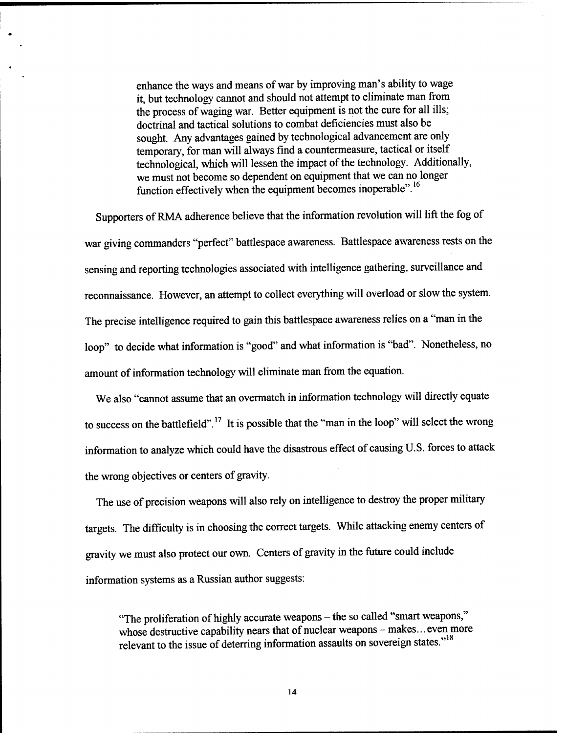> enhance the ways and means of war by improving man's ability to wage it, but technology cannot and should not attempt to eliminate man from the process of waging war. Better equipment is not the cure for all ills; doctrinal and tactical solutions to combat deficiencies must also be sought. Any advantages gained by technological advancement are only temporary, for man will always find a countermeasure, tactical or itself technological, which will lessen the impact of the technology. Additionally, we must not become so dependent on equipment that we can no longer function effectively when the equipment becomes inoperable".[16]

Supporters of RMA adherence believe that the information revolution will lift the fog of war giving commanders "perfect" battlespace awareness. Battlespace awareness rests on the sensing and reporting technologies associated with intelligence gathering, surveillance and reconnaissance. However, an attempt to collect everything will overload or slow the system. The precise intelligence required to gain this battlespace awareness relies on a "man in the loop" to decide what information is "good" and what information is "bad". Nonetheless, no amount of information technology will eliminate man from the equation.

We also "cannot assume that an overmatch in information technology will directly equate to success on the battlefield".[17] It is possible that the "man in the loop" will select the wrong information to analyze which could have the disastrous effect of causing U.S. forces to attack the wrong objectives or centers of gravity.

The use of precision weapons will also rely on intelligence to destroy the proper military targets. The difficulty is in choosing the correct targets. While attacking enemy centers of gravity we must also protect our own. Centers of gravity in the future could include information systems as a Russian author suggests:

> "The proliferation of highly accurate weapons – the so called "smart weapons," whose destructive capability nears that of nuclear weapons – makes... even more relevant to the issue of deterring information assaults on sovereign states."[18]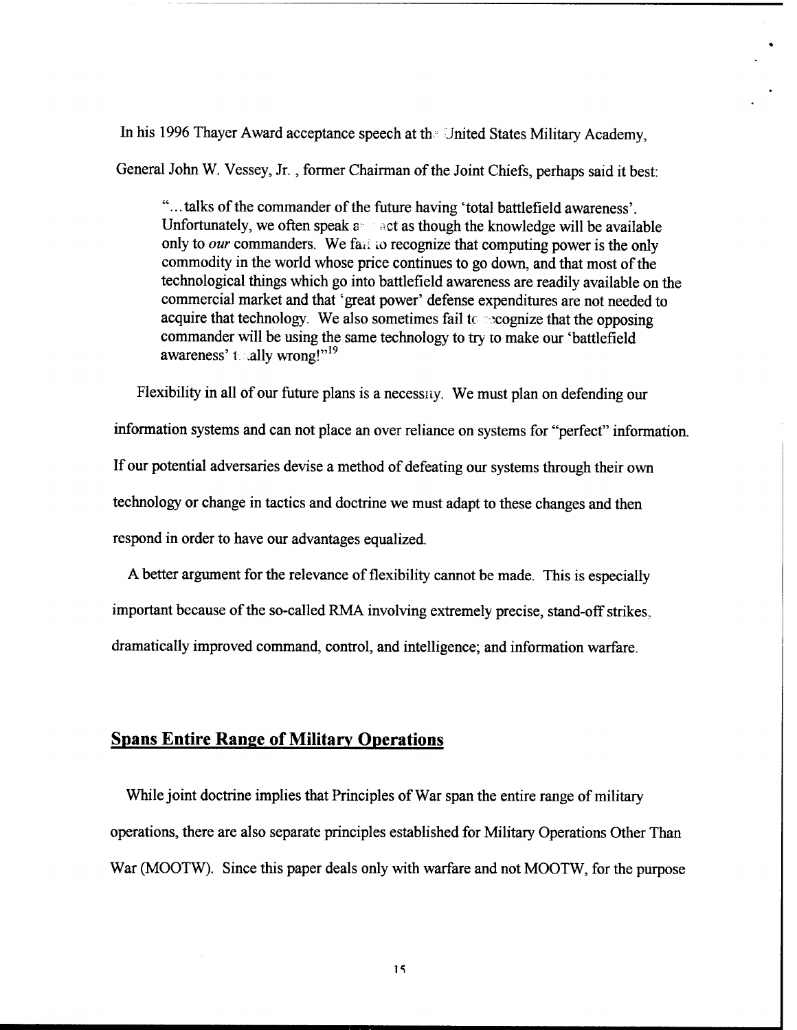In his 1996 Thayer Award acceptance speech at the United States Military Academy, General John W. Vessey, Jr. , former Chairman of the Joint Chiefs, perhaps said it best:

> "...talks of the commander of the future having 'total battlefield awareness'. Unfortunately, we often speak and act as though the knowledge will be available only to *our* commanders. We fail to recognize that computing power is the only commodity in the world whose price continues to go down, and that most of the technological things which go into battlefield awareness are readily available on the commercial market and that 'great power' defense expenditures are not needed to acquire that technology. We also sometimes fail to recognize that the opposing commander will be using the same technology to try to make our 'battlefield awareness' totally wrong!"[19]

Flexibility in all of our future plans is a necessity. We must plan on defending our information systems and can not place an over reliance on systems for "perfect" information. If our potential adversaries devise a method of defeating our systems through their own technology or change in tactics and doctrine we must adapt to these changes and then respond in order to have our advantages equalized.

A better argument for the relevance of flexibility cannot be made. This is especially important because of the so-called RMA involving extremely precise, stand-off strikes, dramatically improved command, control, and intelligence; and information warfare.

## Spans Entire Range of Military Operations

While joint doctrine implies that Principles of War span the entire range of military operations, there are also separate principles established for Military Operations Other Than War (MOOTW). Since this paper deals only with warfare and not MOOTW, for the purpose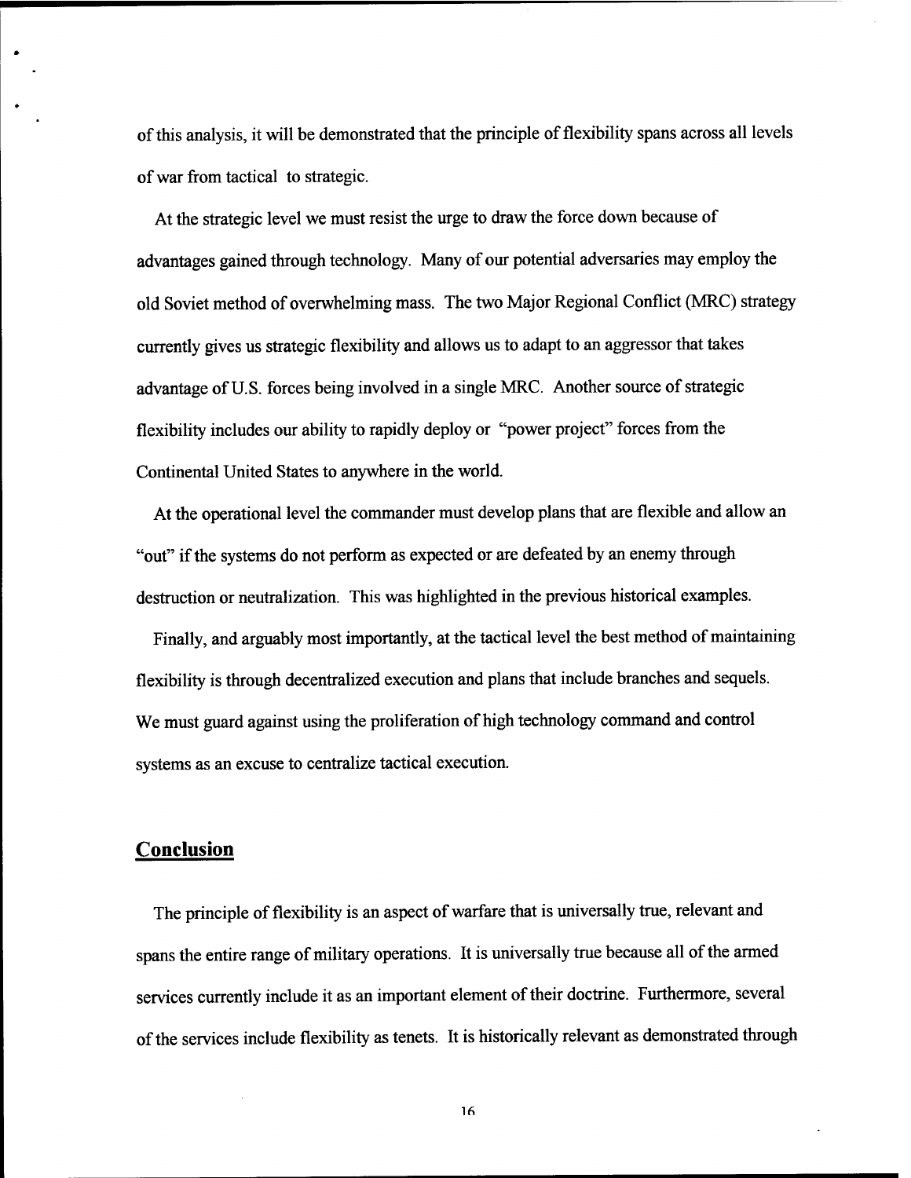of this analysis, it will be demonstrated that the principle of flexibility spans across all levels of war from tactical to strategic.

At the strategic level we must resist the urge to draw the force down because of advantages gained through technology. Many of our potential adversaries may employ the old Soviet method of overwhelming mass. The two Major Regional Conflict (MRC) strategy currently gives us strategic flexibility and allows us to adapt to an aggressor that takes advantage of U.S. forces being involved in a single MRC. Another source of strategic flexibility includes our ability to rapidly deploy or "power project" forces from the Continental United States to anywhere in the world.

At the operational level the commander must develop plans that are flexible and allow an "out" if the systems do not perform as expected or are defeated by an enemy through destruction or neutralization. This was highlighted in the previous historical examples.

Finally, and arguably most importantly, at the tactical level the best method of maintaining flexibility is through decentralized execution and plans that include branches and sequels. We must guard against using the proliferation of high technology command and control systems as an excuse to centralize tactical execution.

## Conclusion

The principle of flexibility is an aspect of warfare that is universally true, relevant and spans the entire range of military operations. It is universally true because all of the armed services currently include it as an important element of their doctrine. Furthermore, several of the services include flexibility as tenets. It is historically relevant as demonstrated through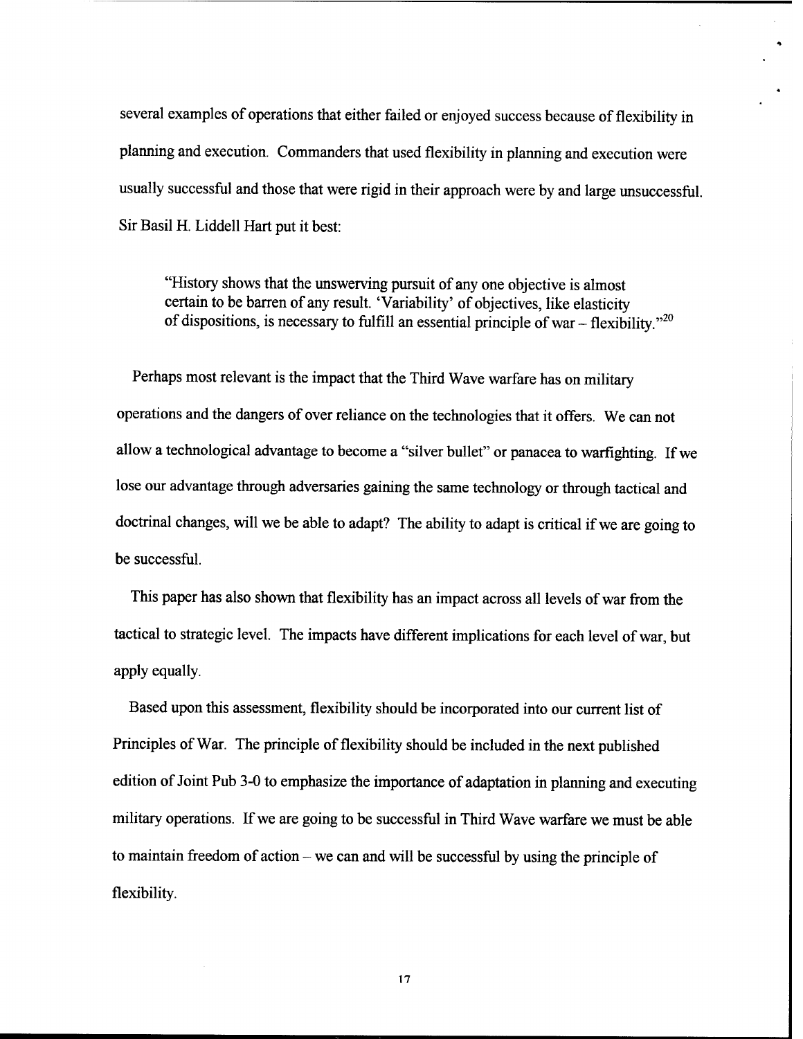several examples of operations that either failed or enjoyed success because of flexibility in planning and execution. Commanders that used flexibility in planning and execution were usually successful and those that were rigid in their approach were by and large unsuccessful. Sir Basil H. Liddell Hart put it best:

> "History shows that the unswerving pursuit of any one objective is almost certain to be barren of any result. 'Variability' of objectives, like elasticity of dispositions, is necessary to fulfill an essential principle of war – flexibility."[20]

Perhaps most relevant is the impact that the Third Wave warfare has on military operations and the dangers of over reliance on the technologies that it offers. We can not allow a technological advantage to become a "silver bullet" or panacea to warfighting. If we lose our advantage through adversaries gaining the same technology or through tactical and doctrinal changes, will we be able to adapt? The ability to adapt is critical if we are going to be successful.

This paper has also shown that flexibility has an impact across all levels of war from the tactical to strategic level. The impacts have different implications for each level of war, but apply equally.

Based upon this assessment, flexibility should be incorporated into our current list of Principles of War. The principle of flexibility should be included in the next published edition of Joint Pub 3-0 to emphasize the importance of adaptation in planning and executing military operations. If we are going to be successful in Third Wave warfare we must be able to maintain freedom of action – we can and will be successful by using the principle of flexibility.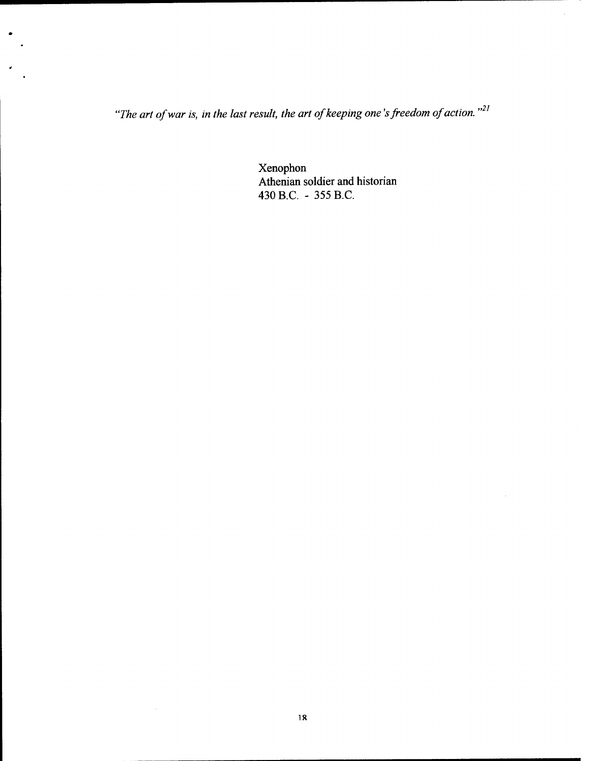*"The art of war is, in the last result, the art of keeping one's freedom of action."*[21]

Xenophon  
Athenian soldier and historian  
430 B.C. - 355 B.C.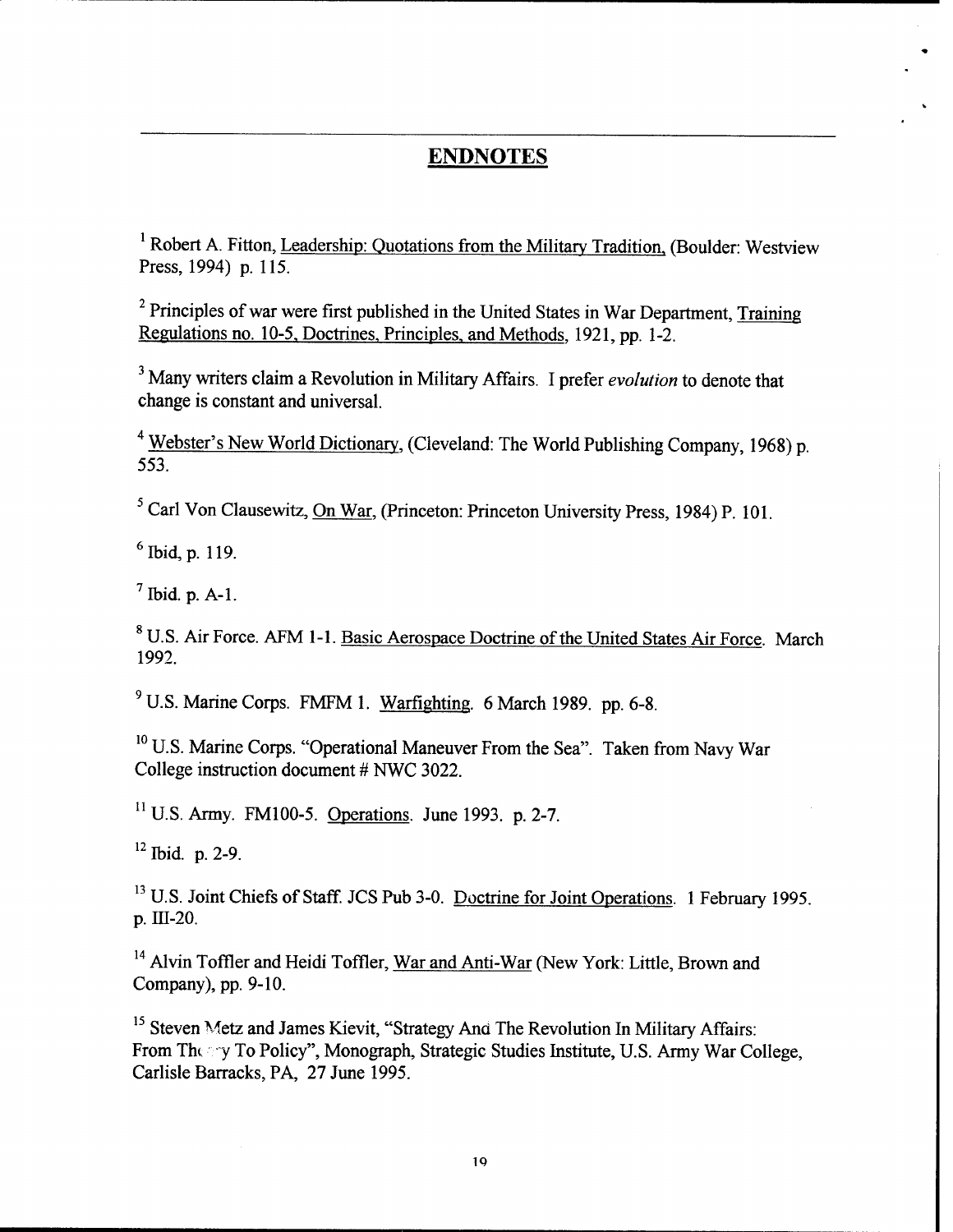## ENDNOTES

[1] Robert A. Fitton, Leadership: Quotations from the Military Tradition, (Boulder: Westview Press, 1994) p. 115.

[2] Principles of war were first published in the United States in War Department, Training Regulations no. 10-5, Doctrines, Principles, and Methods, 1921, pp. 1-2.

[3] Many writers claim a Revolution in Military Affairs. I prefer *evolution* to denote that change is constant and universal.

[4] Webster's New World Dictionary, (Cleveland: The World Publishing Company, 1968) p. 553.

[5] Carl Von Clausewitz, On War, (Princeton: Princeton University Press, 1984) P. 101.

[6] Ibid, p. 119.

[7] Ibid. p. A-1.

[8] U.S. Air Force. AFM 1-1. Basic Aerospace Doctrine of the United States Air Force. March 1992.

[9] U.S. Marine Corps. FMFM 1. Warfighting. 6 March 1989. pp. 6-8.

[10] U.S. Marine Corps. "Operational Maneuver From the Sea". Taken from Navy War College instruction document # NWC 3022.

[11] U.S. Army. FM100-5. Operations. June 1993. p. 2-7.

[12] Ibid. p. 2-9.

[13] U.S. Joint Chiefs of Staff. JCS Pub 3-0. Doctrine for Joint Operations. 1 February 1995. p. III-20.

[14] Alvin Toffler and Heidi Toffler, War and Anti-War (New York: Little, Brown and Company), pp. 9-10.

[15] Steven Metz and James Kievit, "Strategy And The Revolution In Military Affairs: From Theory To Policy", Monograph, Strategic Studies Institute, U.S. Army War College, Carlisle Barracks, PA, 27 June 1995.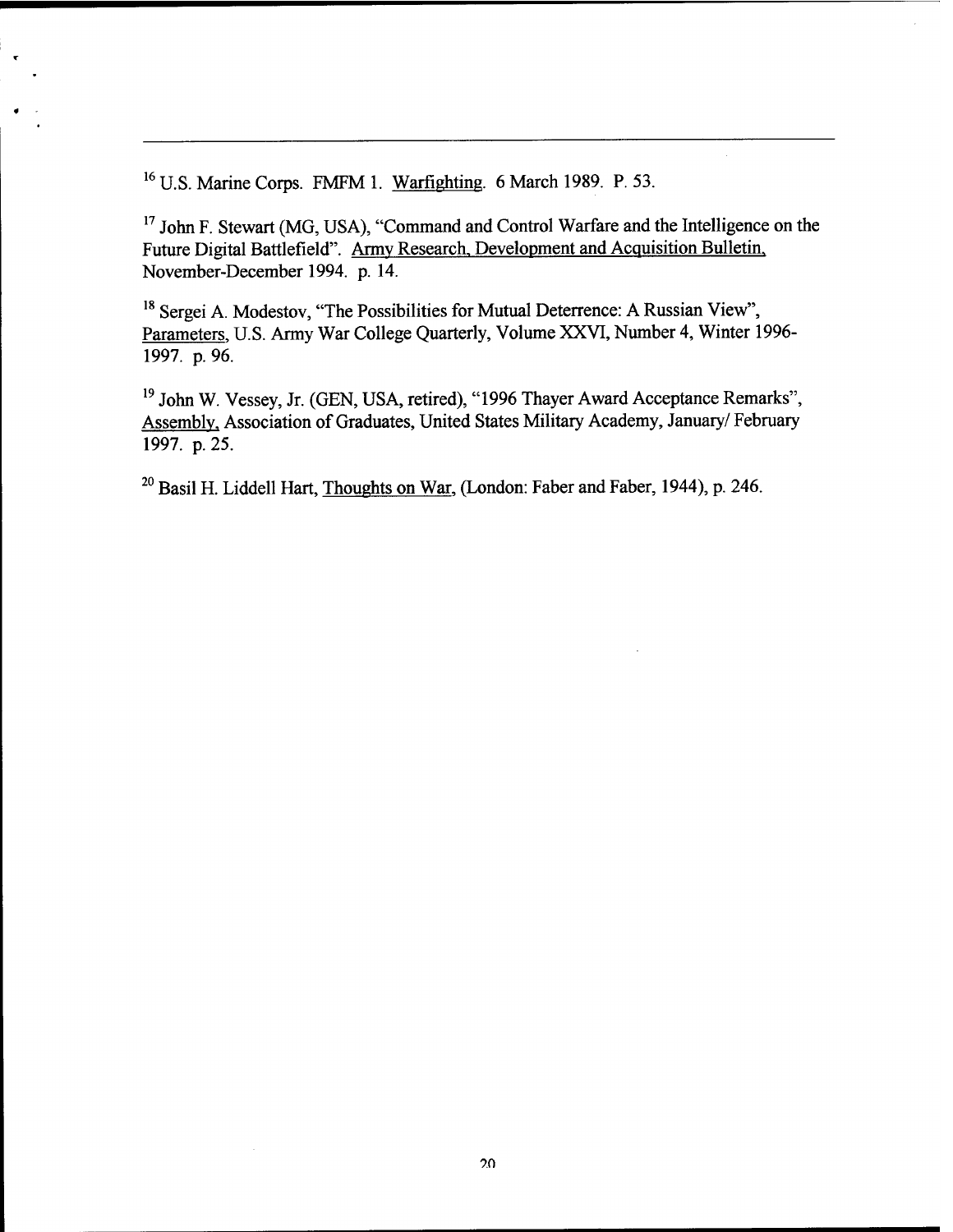---

[16] U.S. Marine Corps. FMFM 1. Warfighting. 6 March 1989. P. 53.

[17] John F. Stewart (MG, USA), "Command and Control Warfare and the Intelligence on the Future Digital Battlefield". Army Research, Development and Acquisition Bulletin, November-December 1994. p. 14.

[18] Sergei A. Modestov, "The Possibilities for Mutual Deterrence: A Russian View", Parameters, U.S. Army War College Quarterly, Volume XXVI, Number 4, Winter 1996-1997. p. 96.

[19] John W. Vessey, Jr. (GEN, USA, retired), "1996 Thayer Award Acceptance Remarks", Assembly, Association of Graduates, United States Military Academy, January/ February 1997. p. 25.

[20] Basil H. Liddell Hart, Thoughts on War, (London: Faber and Faber, 1944), p. 246.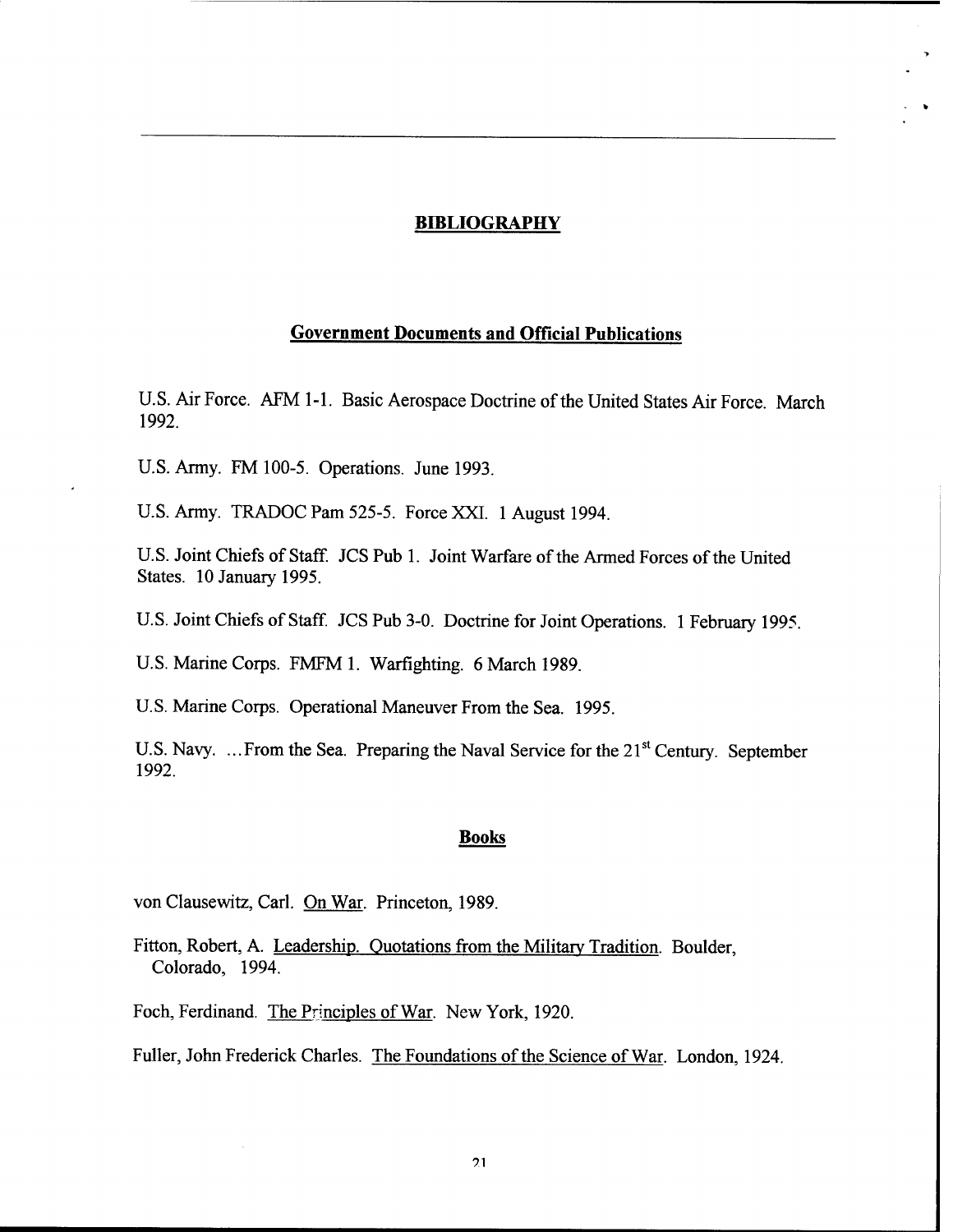# BIBLIOGRAPHY

## Government Documents and Official Publications

U.S. Air Force. AFM 1-1. Basic Aerospace Doctrine of the United States Air Force. March 1992.

U.S. Army. FM 100-5. Operations. June 1993.

U.S. Army. TRADOC Pam 525-5. Force XXI. 1 August 1994.

U.S. Joint Chiefs of Staff. JCS Pub 1. Joint Warfare of the Armed Forces of the United States. 10 January 1995.

U.S. Joint Chiefs of Staff. JCS Pub 3-0. Doctrine for Joint Operations. 1 February 1995.

U.S. Marine Corps. FMFM 1. Warfighting. 6 March 1989.

U.S. Marine Corps. Operational Maneuver From the Sea. 1995.

U.S. Navy. ...From the Sea. Preparing the Naval Service for the 21st Century. September 1992.

## Books

von Clausewitz, Carl. On War. Princeton, 1989.

Fitton, Robert, A. Leadership. Quotations from the Military Tradition. Boulder, Colorado, 1994.

Foch, Ferdinand. The Principles of War. New York, 1920.

Fuller, John Frederick Charles. The Foundations of the Science of War. London, 1924.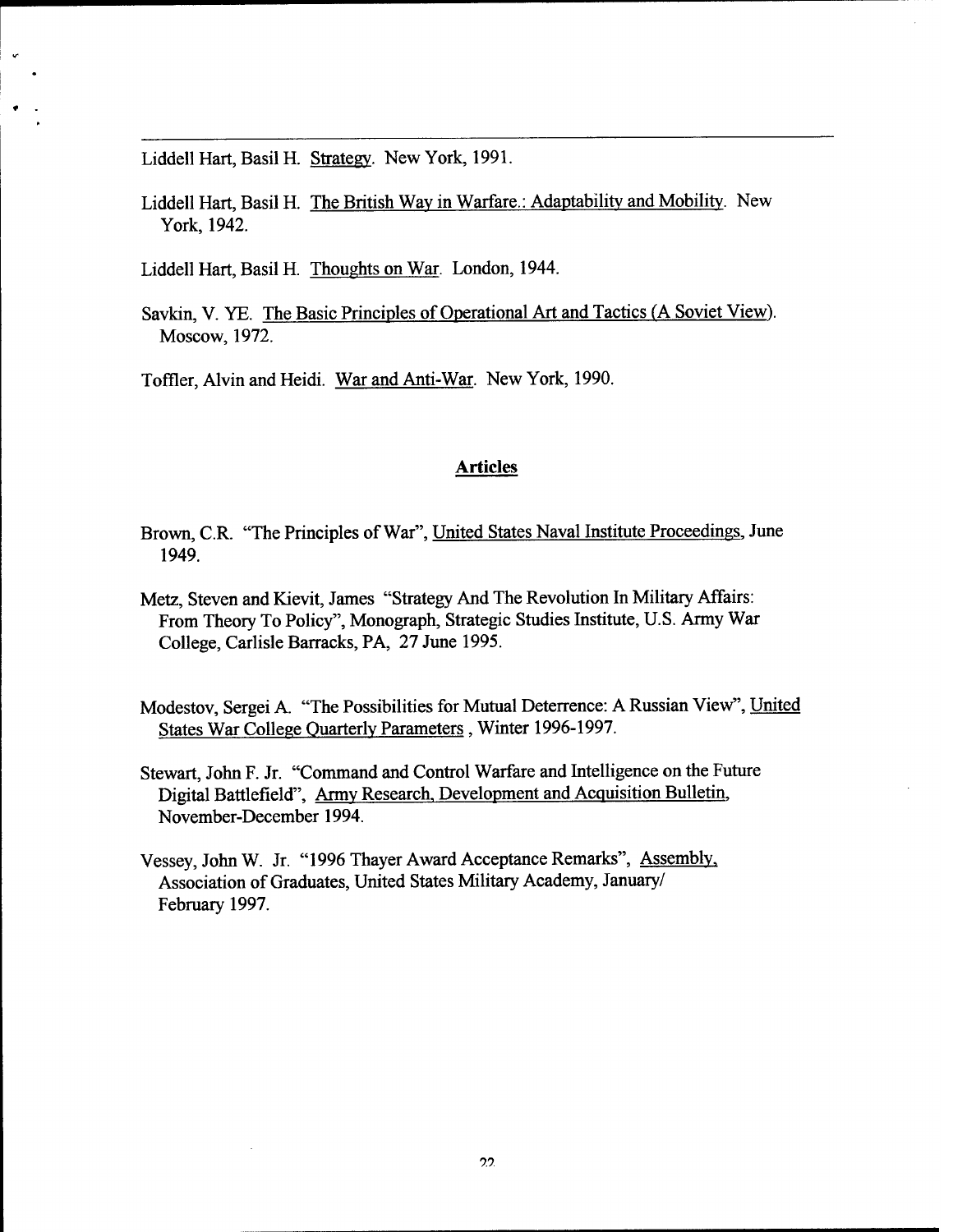Liddell Hart, Basil H. Strategy. New York, 1991.

Liddell Hart, Basil H. The British Way in Warfare.: Adaptability and Mobility. New York, 1942.

Liddell Hart, Basil H. Thoughts on War. London, 1944.

Savkin, V. YE. The Basic Principles of Operational Art and Tactics (A Soviet View). Moscow, 1972.

Toffler, Alvin and Heidi. War and Anti-War. New York, 1990.

## Articles

Brown, C.R. "The Principles of War", United States Naval Institute Proceedings, June 1949.

Metz, Steven and Kievit, James "Strategy And The Revolution In Military Affairs: From Theory To Policy", Monograph, Strategic Studies Institute, U.S. Army War College, Carlisle Barracks, PA, 27 June 1995.

Modestov, Sergei A. "The Possibilities for Mutual Deterrence: A Russian View", United States War College Quarterly Parameters , Winter 1996-1997.

Stewart, John F. Jr. "Command and Control Warfare and Intelligence on the Future Digital Battlefield", Army Research, Development and Acquisition Bulletin, November-December 1994.

Vessey, John W. Jr. "1996 Thayer Award Acceptance Remarks", Assembly, Association of Graduates, United States Military Academy, January/ February 1997.